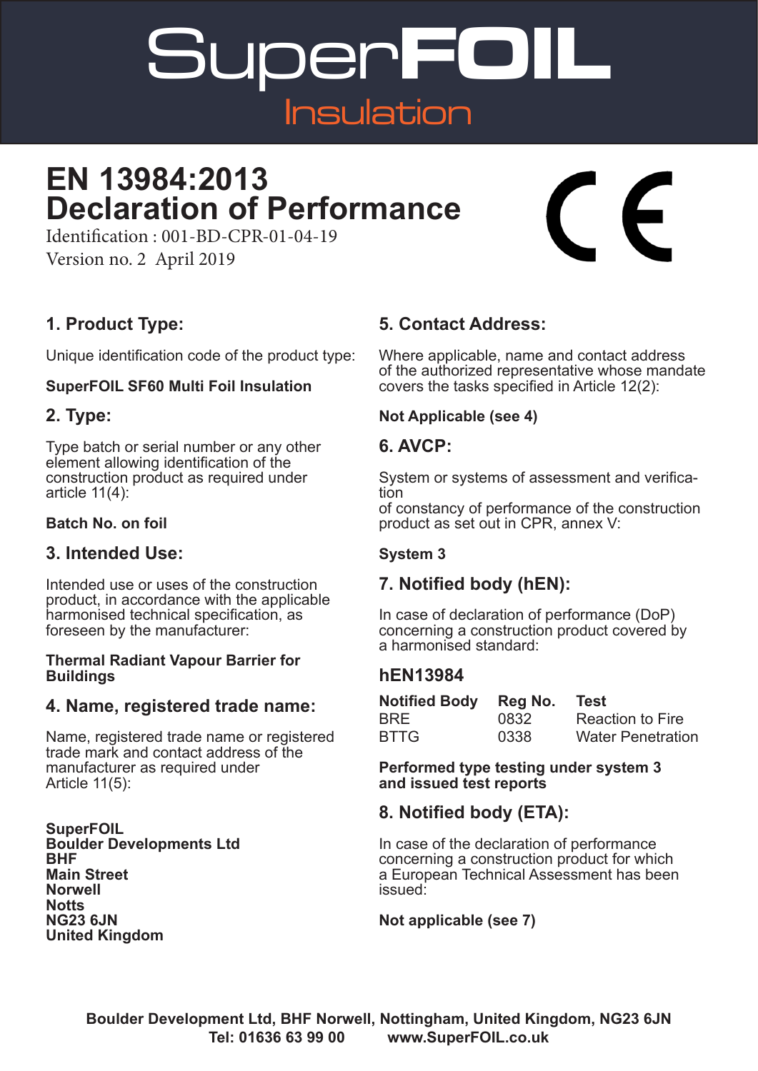# SuperFOIL

Insulation

# EN 13984:2013
# Declaration of Performance

Identification : 001-BD-CPR-01-04-19

Version no. 2 April 2019

CE

## 1. Product Type:

Unique identification code of the product type:

**SuperFOIL SF60 Multi Foil Insulation**

## 2. Type:

Type batch or serial number or any other element allowing identification of the construction product as required under article 11(4):

**Batch No. on foil**

## 3. Intended Use:

Intended use or uses of the construction product, in accordance with the applicable harmonised technical specification, as foreseen by the manufacturer:

**Thermal Radiant Vapour Barrier for Buildings**

## 4. Name, registered trade name:

Name, registered trade name or registered trade mark and contact address of the manufacturer as required under Article 11(5):

**SuperFOIL**
**Boulder Developments Ltd**
**BHF**
**Main Street**
**Norwell**
**Notts**
**NG23 6JN**
**United Kingdom**

## 5. Contact Address:

Where applicable, name and contact address of the authorized representative whose mandate covers the tasks specified in Article 12(2):

**Not Applicable (see 4)**

## 6. AVCP:

System or systems of assessment and verification
of constancy of performance of the construction product as set out in CPR, annex V:

**System 3**

## 7. Notified body (hEN):

In case of declaration of performance (DoP) concerning a construction product covered by a harmonised standard:

### hEN13984

| Notified Body | Reg No. | Test |
|---|---|---|
| BRE | 0832 | Reaction to Fire |
| BTTG | 0338 | Water Penetration |

**Performed type testing under system 3 and issued test reports**

## 8. Notified body (ETA):

In case of the declaration of performance concerning a construction product for which a European Technical Assessment has been issued:

**Not applicable (see 7)**

**Boulder Development Ltd, BHF Norwell, Nottingham, United Kingdom, NG23 6JN**
**Tel: 01636 63 99 00 www.SuperFOIL.co.uk**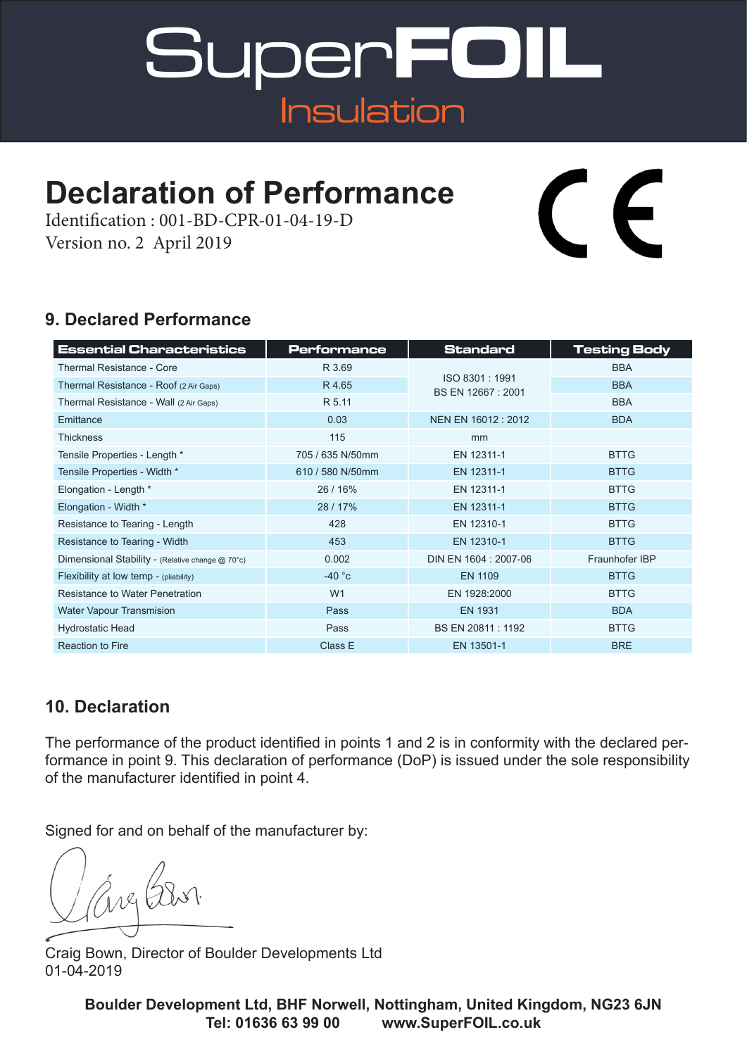# SuperFOIL Insulation

# Declaration of Performance

Identification : 001-BD-CPR-01-04-19-D
Version no. 2 April 2019

CE

## 9. Declared Performance

| Essential Characteristics | Performance | Standard | Testing Body |
|---|---|---|---|
| Thermal Resistance - Core | R 3.69 | ISO 8301 : 1991 BS EN 12667 : 2001 | BBA |
| Thermal Resistance - Roof (2 Air Gaps) | R 4.65 | | BBA |
| Thermal Resistance - Wall (2 Air Gaps) | R 5.11 | | BBA |
| Emittance | 0.03 | NEN EN 16012 : 2012 | BDA |
| Thickness | 115 | mm | |
| Tensile Properties - Length * | 705 / 635 N/50mm | EN 12311-1 | BTTG |
| Tensile Properties - Width * | 610 / 580 N/50mm | EN 12311-1 | BTTG |
| Elongation - Length * | 26 / 16% | EN 12311-1 | BTTG |
| Elongation - Width * | 28 / 17% | EN 12311-1 | BTTG |
| Resistance to Tearing - Length | 428 | EN 12310-1 | BTTG |
| Resistance to Tearing - Width | 453 | EN 12310-1 | BTTG |
| Dimensional Stability - (Relative change @ 70°c) | 0.002 | DIN EN 1604 : 2007-06 | Fraunhofer IBP |
| Flexibility at low temp - (pliability) | -40 °c | EN 1109 | BTTG |
| Resistance to Water Penetration | W1 | EN 1928:2000 | BTTG |
| Water Vapour Transmision | Pass | EN 1931 | BDA |
| Hydrostatic Head | Pass | BS EN 20811 : 1192 | BTTG |
| Reaction to Fire | Class E | EN 13501-1 | BRE |

## 10. Declaration

The performance of the product identified in points 1 and 2 is in conformity with the declared performance in point 9. This declaration of performance (DoP) is issued under the sole responsibility of the manufacturer identified in point 4.

Signed for and on behalf of the manufacturer by:

Craig Bown, Director of Boulder Developments Ltd
01-04-2019

**Boulder Development Ltd, BHF Norwell, Nottingham, United Kingdom, NG23 6JN**
**Tel: 01636 63 99 00 www.SuperFOIL.co.uk**